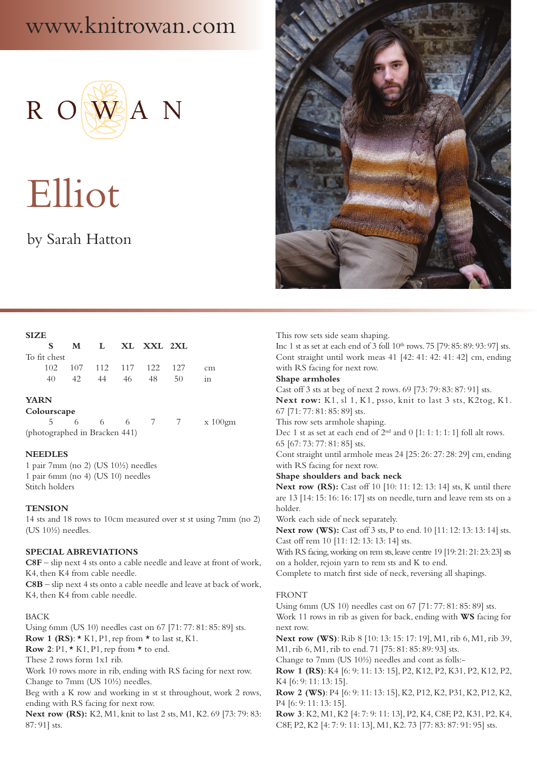www.knitrowan.com

ROWAN

# Elliot

by Sarah Hatton

## SIZE

| | S | M | L | XL | XXL | 2XL | |
|---|---|---|---|---|---|---|---|
| To fit chest | | | | | | | |
| | 102 | 107 | 112 | 117 | 122 | 127 | cm |
| | 40 | 42 | 44 | 46 | 48 | 50 | in |

## YARN

**Colourscape**

| 5 | 6 | 6 | 6 | 7 | 7 | x 100gm |
|---|---|---|---|---|---|---|

(photographed in Bracken 441)

## NEEDLES

1 pair 7mm (no 2) (US 10½) needles
1 pair 6mm (no 4) (US 10) needles
Stitch holders

## TENSION

14 sts and 18 rows to 10cm measured over st st using 7mm (no 2) (US 10½) needles.

## SPECIAL ABREVIATIONS

**C8F** – slip next 4 sts onto a cable needle and leave at front of work, K4, then K4 from cable needle.
**C8B** – slip next 4 sts onto a cable needle and leave at back of work, K4, then K4 from cable needle.

## BACK

Using 6mm (US 10) needles cast on 67 [71: 77: 81: 85: 89] sts.
**Row 1 (RS)**: * K1, P1, rep from * to last st, K1.
**Row 2**: P1, * K1, P1, rep from * to end.
These 2 rows form 1x1 rib.
Work 10 rows more in rib, ending with RS facing for next row.
Change to 7mm (US 10½) needles.
Beg with a K row and working in st st throughout, work 2 rows, ending with RS facing for next row.
**Next row (RS):** K2, M1, knit to last 2 sts, M1, K2. 69 [73: 79: 83: 87: 91] sts.
This row sets side seam shaping.
Inc 1 st as set at each end of 3 foll 10th rows. 75 [79: 85: 89: 93: 97] sts.
Cont straight until work meas 41 [42: 41: 42: 41: 42] cm, ending with RS facing for next row.

**Shape armholes**

Cast off 3 sts at beg of next 2 rows. 69 [73: 79: 83: 87: 91] sts.
**Next row:** K1, sl 1, K1, psso, knit to last 3 sts, K2tog, K1. 67 [71: 77: 81: 85: 89] sts.
This row sets armhole shaping.
Dec 1 st as set at each end of 2nd and 0 [1: 1: 1: 1: 1] foll alt rows. 65 [67: 73: 77: 81: 85] sts.
Cont straight until armhole meas 24 [25: 26: 27: 28: 29] cm, ending with RS facing for next row.

**Shape shoulders and back neck**

**Next row (RS):** Cast off 10 [10: 11: 12: 13: 14] sts, K until there are 13 [14: 15: 16: 16: 17] sts on needle, turn and leave rem sts on a holder.
Work each side of neck separately.
**Next row (WS):** Cast off 3 sts, P to end. 10 [11: 12: 13: 13: 14] sts.
Cast off rem 10 [11: 12: 13: 13: 14] sts.
With RS facing, working on rem sts, leave centre 19 [19: 21: 21: 23: 23] sts on a holder, rejoin yarn to rem sts and K to end.
Complete to match first side of neck, reversing all shapings.

## FRONT

Using 6mm (US 10) needles cast on 67 [71: 77: 81: 85: 89] sts.
Work 11 rows in rib as given for back, ending with **WS** facing for next row.
**Next row (WS)**: Rib 8 [10: 13: 15: 17: 19], M1, rib 6, M1, rib 39, M1, rib 6, M1, rib to end. 71 [75: 81: 85: 89: 93] sts.
Change to 7mm (US 10½) needles and cont as folls:-
**Row 1 (RS)**: K4 [6: 9: 11: 13: 15], P2, K12, P2, K31, P2, K12, P2, K4 [6: 9: 11: 13: 15].
**Row 2 (WS)**: P4 [6: 9: 11: 13: 15], K2, P12, K2, P31, K2, P12, K2, P4 [6: 9: 11: 13: 15].
**Row 3**: K2, M1, K2 [4: 7: 9: 11: 13], P2, K4, C8F, P2, K31, P2, K4, C8F, P2, K2 [4: 7: 9: 11: 13], M1, K2. 73 [77: 83: 87: 91: 95] sts.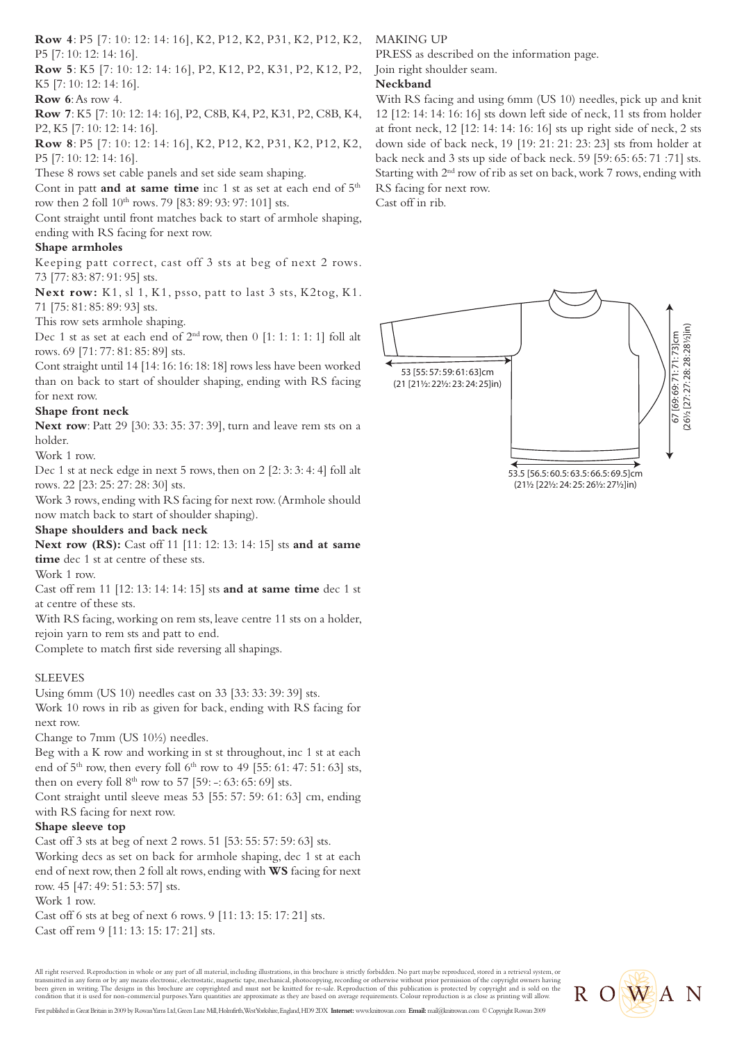**Row 4**: P5 [7: 10: 12: 14: 16], K2, P12, K2, P31, K2, P12, K2, P5 [7: 10: 12: 14: 16].

**Row 5**: K5 [7: 10: 12: 14: 16], P2, K12, P2, K31, P2, K12, P2, K5 [7: 10: 12: 14: 16].

**Row 6**: As row 4.

**Row 7**: K5 [7: 10: 12: 14: 16], P2, C8B, K4, P2, K31, P2, C8B, K4, P2, K5 [7: 10: 12: 14: 16].

**Row 8**: P5 [7: 10: 12: 14: 16], K2, P12, K2, P31, K2, P12, K2, P5 [7: 10: 12: 14: 16].

These 8 rows set cable panels and set side seam shaping.

Cont in patt **and at same time** inc 1 st as set at each end of 5th row then 2 foll 10th rows. 79 [83: 89: 93: 97: 101] sts.

Cont straight until front matches back to start of armhole shaping, ending with RS facing for next row.

**Shape armholes**

Keeping patt correct, cast off 3 sts at beg of next 2 rows. 73 [77: 83: 87: 91: 95] sts.

**Next row:** K1, sl 1, K1, psso, patt to last 3 sts, K2tog, K1. 71 [75: 81: 85: 89: 93] sts.

This row sets armhole shaping.

Dec 1 st as set at each end of 2nd row, then 0 [1: 1: 1: 1: 1] foll alt rows. 69 [71: 77: 81: 85: 89] sts.

Cont straight until 14 [14: 16: 16: 18: 18] rows less have been worked than on back to start of shoulder shaping, ending with RS facing for next row.

**Shape front neck**

**Next row**: Patt 29 [30: 33: 35: 37: 39], turn and leave rem sts on a holder.

Work 1 row.

Dec 1 st at neck edge in next 5 rows, then on 2 [2: 3: 3: 4: 4] foll alt rows. 22 [23: 25: 27: 28: 30] sts.

Work 3 rows, ending with RS facing for next row. (Armhole should now match back to start of shoulder shaping).

**Shape shoulders and back neck**

**Next row (RS):** Cast off 11 [11: 12: 13: 14: 15] sts **and at same time** dec 1 st at centre of these sts.

Work 1 row.

Cast off rem 11 [12: 13: 14: 14: 15] sts **and at same time** dec 1 st at centre of these sts.

With RS facing, working on rem sts, leave centre 11 sts on a holder, rejoin yarn to rem sts and patt to end.

Complete to match first side reversing all shapings.

SLEEVES

Using 6mm (US 10) needles cast on 33 [33: 33: 39: 39] sts.

Work 10 rows in rib as given for back, ending with RS facing for next row.

Change to 7mm (US 10½) needles.

Beg with a K row and working in st st throughout, inc 1 st at each end of 5th row, then every foll 6th row to 49 [55: 61: 47: 51: 63] sts, then on every foll 8th row to 57 [59: -: 63: 65: 69] sts.

Cont straight until sleeve meas 53 [55: 57: 59: 61: 63] cm, ending with RS facing for next row.

**Shape sleeve top**

Cast off 3 sts at beg of next 2 rows. 51 [53: 55: 57: 59: 63] sts.

Working decs as set on back for armhole shaping, dec 1 st at each end of next row, then 2 foll alt rows, ending with **WS** facing for next row. 45 [47: 49: 51: 53: 57] sts.

Work 1 row.

Cast off 6 sts at beg of next 6 rows. 9 [11: 13: 15: 17: 21] sts.

Cast off rem 9 [11: 13: 15: 17: 21] sts.

MAKING UP

PRESS as described on the information page.

Join right shoulder seam.

**Neckband**

With RS facing and using 6mm (US 10) needles, pick up and knit 12 [12: 14: 14: 16: 16] sts down left side of neck, 11 sts from holder at front neck, 12 [12: 14: 14: 16: 16] sts up right side of neck, 2 sts down side of back neck, 19 [19: 21: 21: 23: 23] sts from holder at back neck and 3 sts up side of back neck. 59 [59: 65: 65: 71 :71] sts.

Starting with 2nd row of rib as set on back, work 7 rows, ending with RS facing for next row.

Cast off in rib.

53 [55: 57: 59: 61: 63]cm
(21 [21½: 22½: 23: 24: 25]in)

67 [69: 69: 71: 71: 73]cm
(26½ [27: 27: 28: 28: 28½]in)

53.5 [56.5: 60.5: 63.5: 66.5: 69.5]cm
(21½ [22½: 24: 25: 26½: 27½]in)

All right reserved. Reproduction in whole or any part of all material, including illustrations, in this brochure is strictly forbidden. No part maybe reproduced, stored in a retrieval system, or transmitted in any form or by any means electronic, electrostatic, magnetic tape, mechanical, photocopying, recording or otherwise without prior permission of the copyright owners having been given in writing. The designs in this brochure are copyrighted and must not be knitted for re-sale. Reproduction of this publication is protected by copyright and is sold on the condition that it is used for non-commercial purposes. Yarn quantities are approximate as they are based on average requirements. Colour reproduction is as close as printing will allow.

First published in Great Britain in 2009 by Rowan Yarns Ltd, Green Lane Mill, Holmfirth, West Yorkshire, England, HD9 2DX **Internet:** www.knitrowan.com **Email:** mail@knitrowan.com © Copyright Rowan 2009

ROWAN